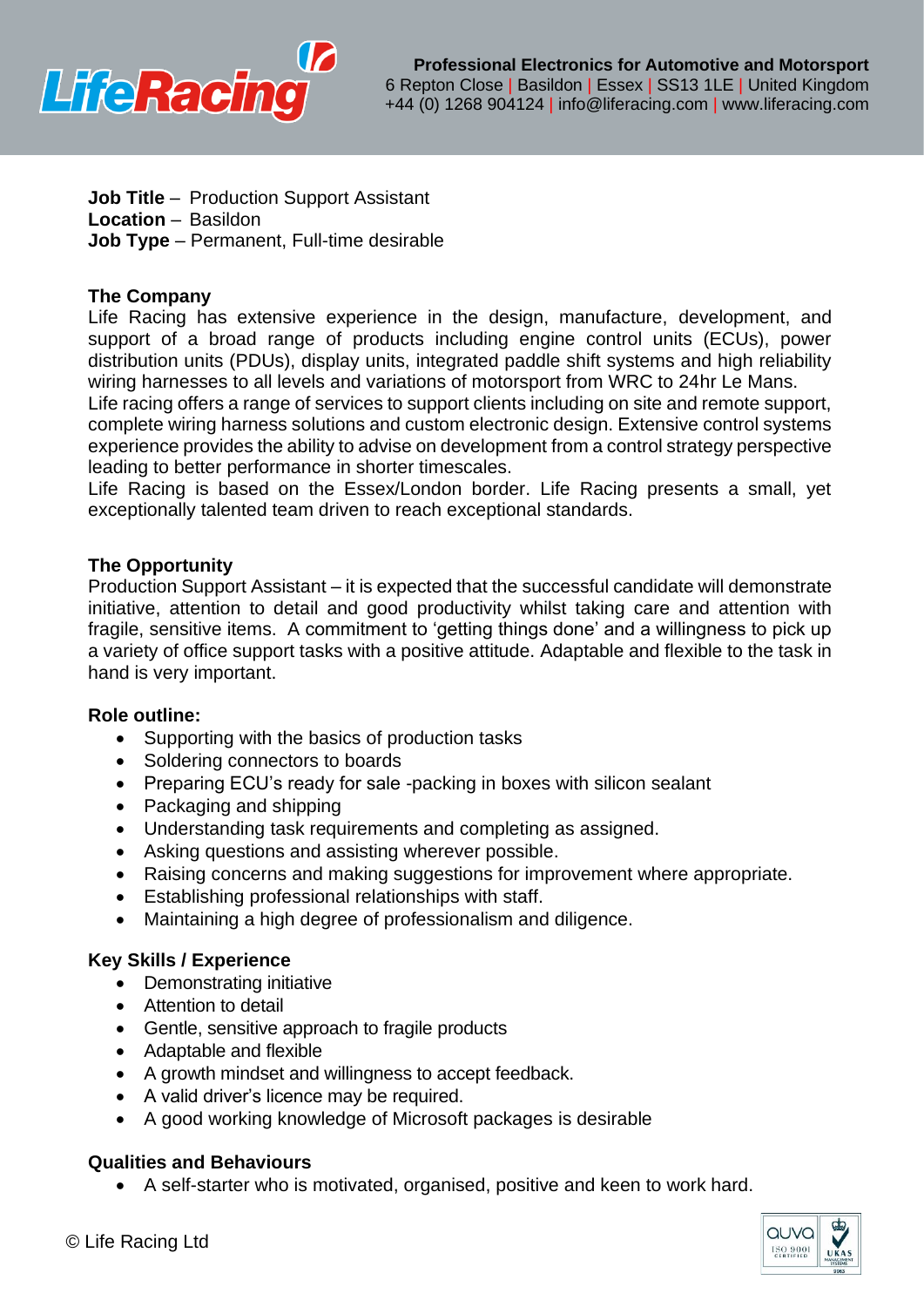**Professional Electronics for Automotive and Motorsport**
6 Repton Close | Basildon | Essex | SS13 1LE | United Kingdom
+44 (0) 1268 904124 | info@liferacing.com | www.liferacing.com

**Job Title** – Production Support Assistant
**Location** – Basildon
**Job Type** – Permanent, Full-time desirable

**The Company**

Life Racing has extensive experience in the design, manufacture, development, and support of a broad range of products including engine control units (ECUs), power distribution units (PDUs), display units, integrated paddle shift systems and high reliability wiring harnesses to all levels and variations of motorsport from WRC to 24hr Le Mans.
Life racing offers a range of services to support clients including on site and remote support, complete wiring harness solutions and custom electronic design. Extensive control systems experience provides the ability to advise on development from a control strategy perspective leading to better performance in shorter timescales.
Life Racing is based on the Essex/London border. Life Racing presents a small, yet exceptionally talented team driven to reach exceptional standards.

**The Opportunity**

Production Support Assistant – it is expected that the successful candidate will demonstrate initiative, attention to detail and good productivity whilst taking care and attention with fragile, sensitive items. A commitment to 'getting things done' and a willingness to pick up a variety of office support tasks with a positive attitude. Adaptable and flexible to the task in hand is very important.

**Role outline:**

- Supporting with the basics of production tasks
- Soldering connectors to boards
- Preparing ECU's ready for sale -packing in boxes with silicon sealant
- Packaging and shipping
- Understanding task requirements and completing as assigned.
- Asking questions and assisting wherever possible.
- Raising concerns and making suggestions for improvement where appropriate.
- Establishing professional relationships with staff.
- Maintaining a high degree of professionalism and diligence.

**Key Skills / Experience**

- Demonstrating initiative
- Attention to detail
- Gentle, sensitive approach to fragile products
- Adaptable and flexible
- A growth mindset and willingness to accept feedback.
- A valid driver's licence may be required.
- A good working knowledge of Microsoft packages is desirable

**Qualities and Behaviours**

- A self-starter who is motivated, organised, positive and keen to work hard.

© Life Racing Ltd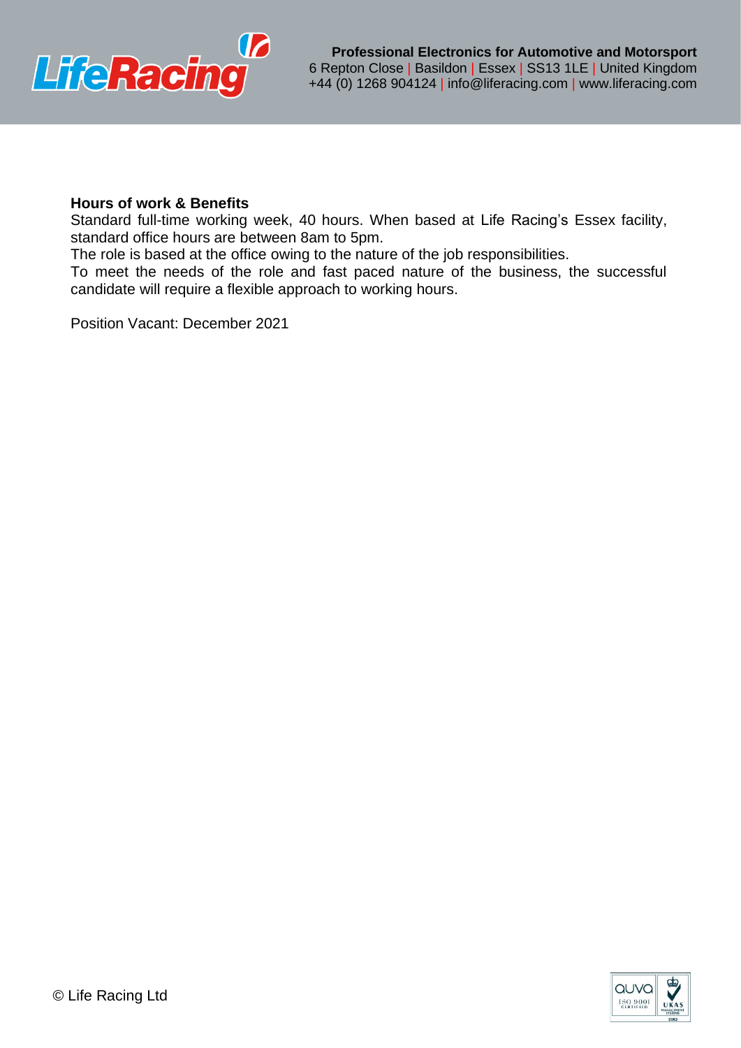**Hours of work & Benefits**

Standard full-time working week, 40 hours. When based at Life Racing's Essex facility, standard office hours are between 8am to 5pm.

The role is based at the office owing to the nature of the job responsibilities.

To meet the needs of the role and fast paced nature of the business, the successful candidate will require a flexible approach to working hours.

Position Vacant: December 2021